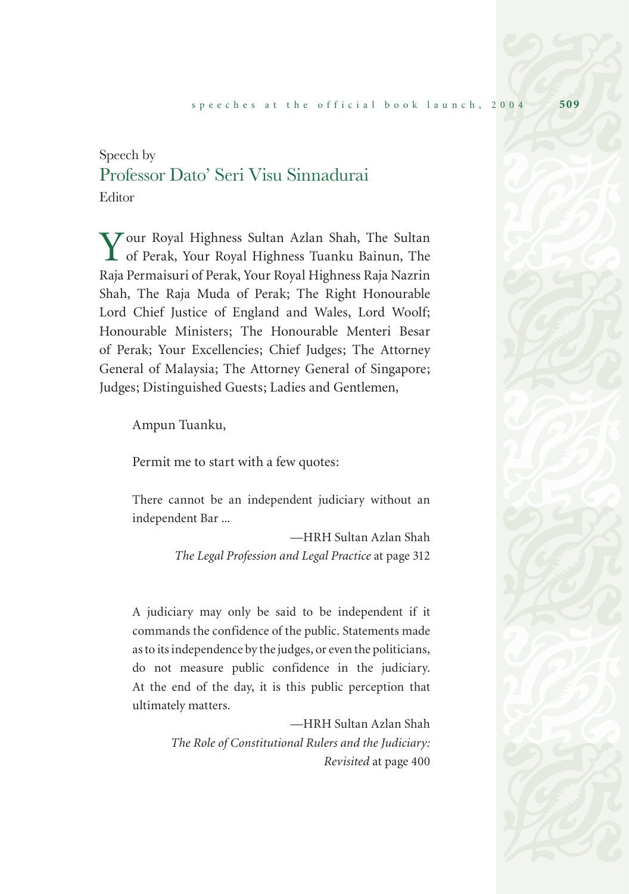Speech by

## Professor Dato' Seri Visu Sinnadurai

Editor

Your Royal Highness Sultan Azlan Shah, The Sultan of Perak, Your Royal Highness Tuanku Bainun, The Raja Permaisuri of Perak, Your Royal Highness Raja Nazrin Shah, The Raja Muda of Perak; The Right Honourable Lord Chief Justice of England and Wales, Lord Woolf; Honourable Ministers; The Honourable Menteri Besar of Perak; Your Excellencies; Chief Judges; The Attorney General of Malaysia; The Attorney General of Singapore; Judges; Distinguished Guests; Ladies and Gentlemen,

Ampun Tuanku,

Permit me to start with a few quotes:

> There cannot be an independent judiciary without an independent Bar ...
>
> —HRH Sultan Azlan Shah
> *The Legal Profession and Legal Practice* at page 312

> A judiciary may only be said to be independent if it commands the confidence of the public. Statements made as to its independence by the judges, or even the politicians, do not measure public confidence in the judiciary. At the end of the day, it is this public perception that ultimately matters.
>
> —HRH Sultan Azlan Shah
> *The Role of Constitutional Rulers and the Judiciary: Revisited* at page 400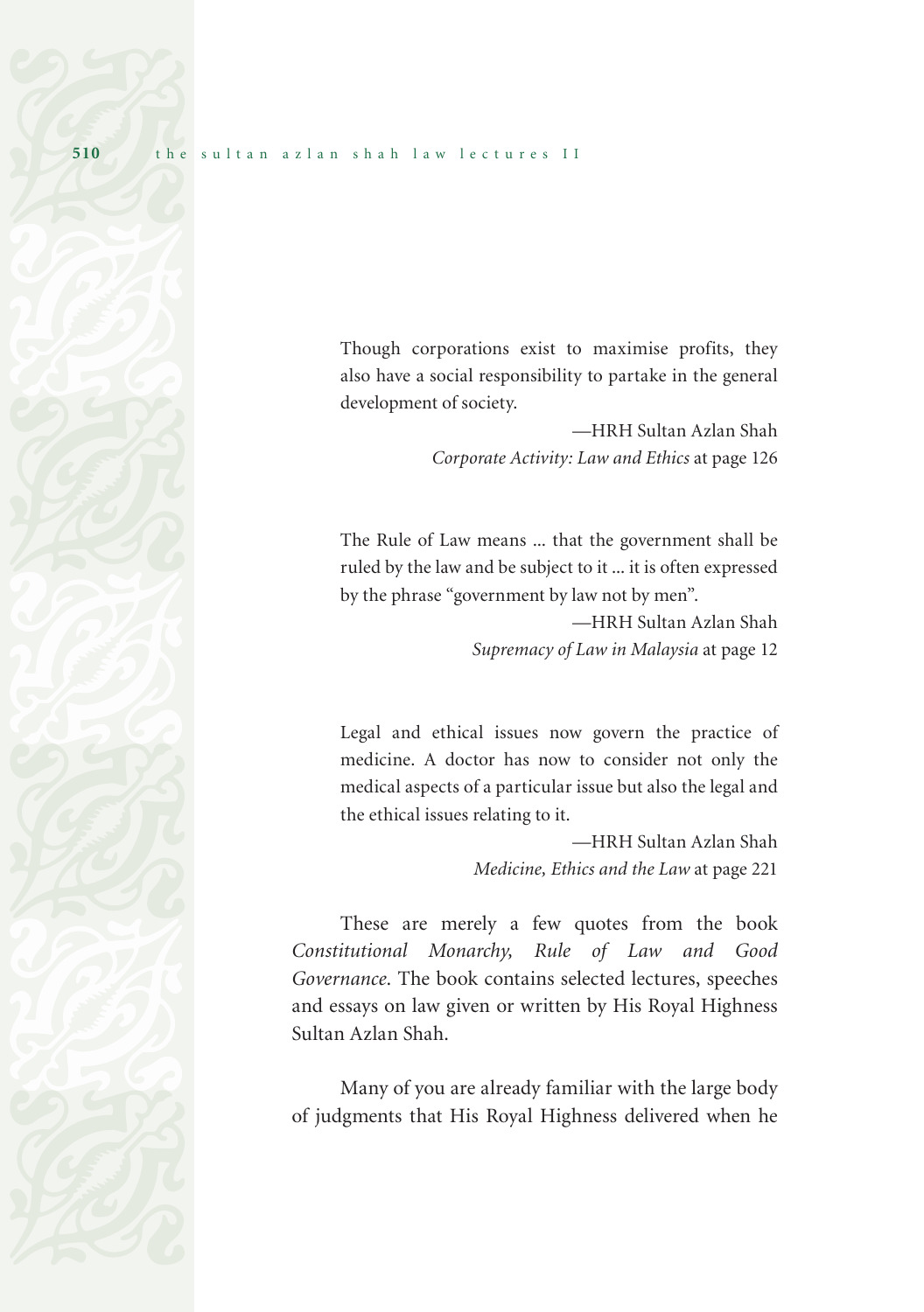> Though corporations exist to maximise profits, they also have a social responsibility to partake in the general development of society.
>
> —HRH Sultan Azlan Shah
> *Corporate Activity: Law and Ethics* at page 126

> The Rule of Law means ... that the government shall be ruled by the law and be subject to it ... it is often expressed by the phrase "government by law not by men".
>
> —HRH Sultan Azlan Shah
> *Supremacy of Law in Malaysia* at page 12

> Legal and ethical issues now govern the practice of medicine. A doctor has now to consider not only the medical aspects of a particular issue but also the legal and the ethical issues relating to it.
>
> —HRH Sultan Azlan Shah
> *Medicine, Ethics and the Law* at page 221

These are merely a few quotes from the book *Constitutional Monarchy, Rule of Law and Good Governance*. The book contains selected lectures, speeches and essays on law given or written by His Royal Highness Sultan Azlan Shah.

Many of you are already familiar with the large body of judgments that His Royal Highness delivered when he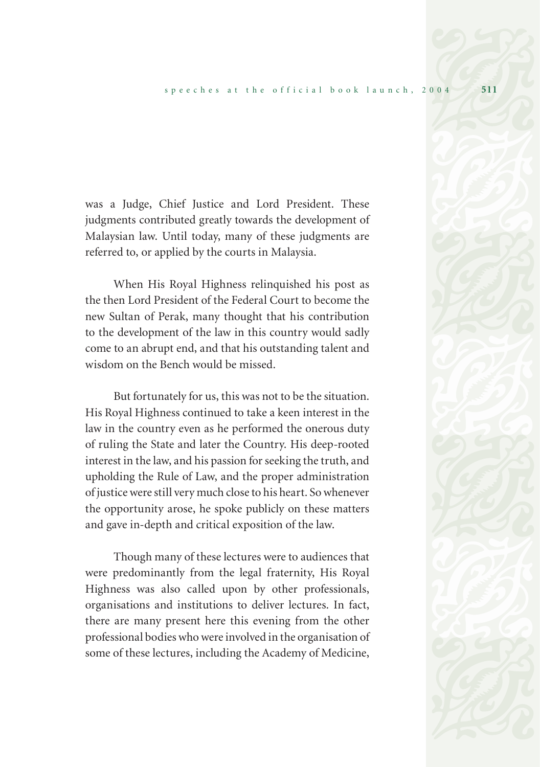was a Judge, Chief Justice and Lord President. These judgments contributed greatly towards the development of Malaysian law. Until today, many of these judgments are referred to, or applied by the courts in Malaysia.

When His Royal Highness relinquished his post as the then Lord President of the Federal Court to become the new Sultan of Perak, many thought that his contribution to the development of the law in this country would sadly come to an abrupt end, and that his outstanding talent and wisdom on the Bench would be missed.

But fortunately for us, this was not to be the situation. His Royal Highness continued to take a keen interest in the law in the country even as he performed the onerous duty of ruling the State and later the Country. His deep-rooted interest in the law, and his passion for seeking the truth, and upholding the Rule of Law, and the proper administration of justice were still very much close to his heart. So whenever the opportunity arose, he spoke publicly on these matters and gave in-depth and critical exposition of the law.

Though many of these lectures were to audiences that were predominantly from the legal fraternity, His Royal Highness was also called upon by other professionals, organisations and institutions to deliver lectures. In fact, there are many present here this evening from the other professional bodies who were involved in the organisation of some of these lectures, including the Academy of Medicine,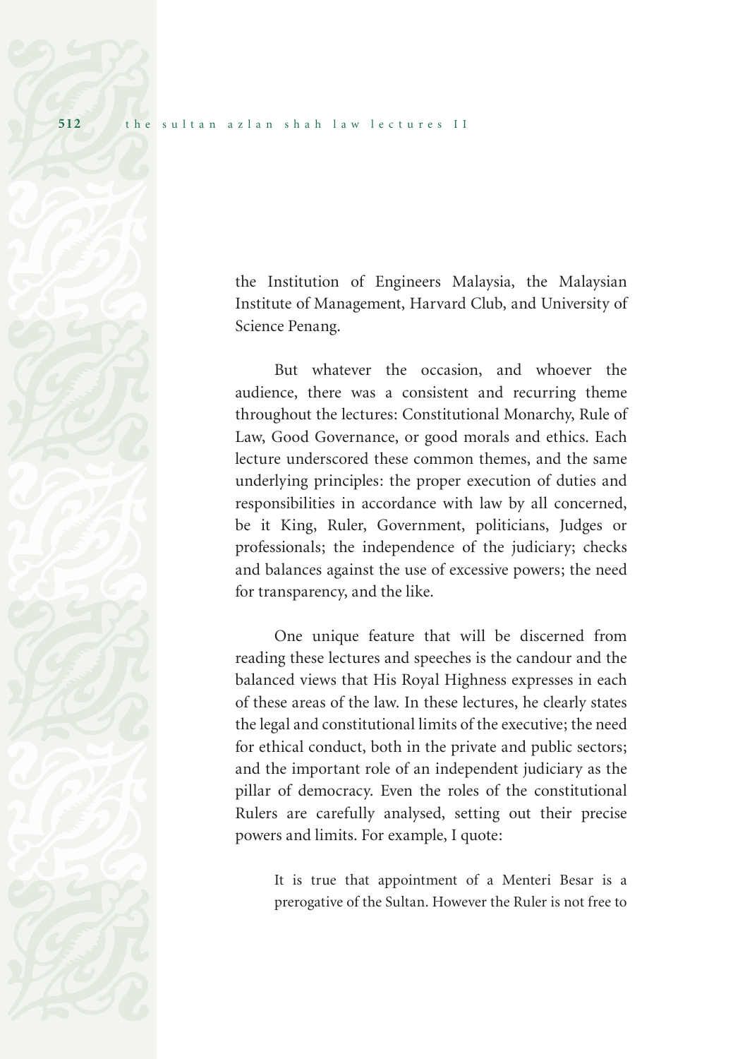the Institution of Engineers Malaysia, the Malaysian Institute of Management, Harvard Club, and University of Science Penang.

But whatever the occasion, and whoever the audience, there was a consistent and recurring theme throughout the lectures: Constitutional Monarchy, Rule of Law, Good Governance, or good morals and ethics. Each lecture underscored these common themes, and the same underlying principles: the proper execution of duties and responsibilities in accordance with law by all concerned, be it King, Ruler, Government, politicians, Judges or professionals; the independence of the judiciary; checks and balances against the use of excessive powers; the need for transparency, and the like.

One unique feature that will be discerned from reading these lectures and speeches is the candour and the balanced views that His Royal Highness expresses in each of these areas of the law. In these lectures, he clearly states the legal and constitutional limits of the executive; the need for ethical conduct, both in the private and public sectors; and the important role of an independent judiciary as the pillar of democracy. Even the roles of the constitutional Rulers are carefully analysed, setting out their precise powers and limits. For example, I quote:

> It is true that appointment of a Menteri Besar is a prerogative of the Sultan. However the Ruler is not free to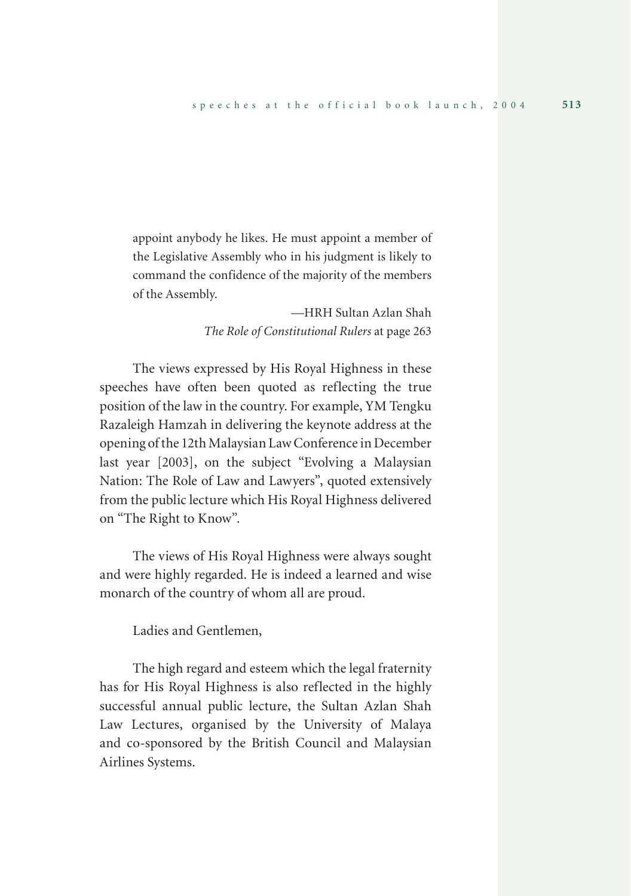> appoint anybody he likes. He must appoint a member of the Legislative Assembly who in his judgment is likely to command the confidence of the majority of the members of the Assembly.
>
> —HRH Sultan Azlan Shah
> *The Role of Constitutional Rulers* at page 263

The views expressed by His Royal Highness in these speeches have often been quoted as reflecting the true position of the law in the country. For example, YM Tengku Razaleigh Hamzah in delivering the keynote address at the opening of the 12th Malaysian Law Conference in December last year [2003], on the subject "Evolving a Malaysian Nation: The Role of Law and Lawyers", quoted extensively from the public lecture which His Royal Highness delivered on "The Right to Know".

The views of His Royal Highness were always sought and were highly regarded. He is indeed a learned and wise monarch of the country of whom all are proud.

Ladies and Gentlemen,

The high regard and esteem which the legal fraternity has for His Royal Highness is also reflected in the highly successful annual public lecture, the Sultan Azlan Shah Law Lectures, organised by the University of Malaya and co-sponsored by the British Council and Malaysian Airlines Systems.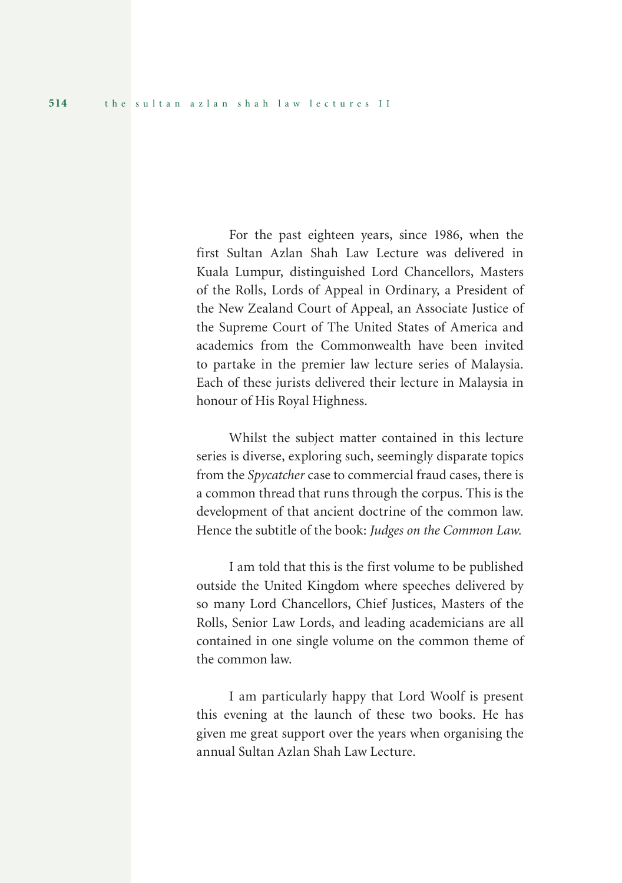For the past eighteen years, since 1986, when the first Sultan Azlan Shah Law Lecture was delivered in Kuala Lumpur, distinguished Lord Chancellors, Masters of the Rolls, Lords of Appeal in Ordinary, a President of the New Zealand Court of Appeal, an Associate Justice of the Supreme Court of The United States of America and academics from the Commonwealth have been invited to partake in the premier law lecture series of Malaysia. Each of these jurists delivered their lecture in Malaysia in honour of His Royal Highness.

Whilst the subject matter contained in this lecture series is diverse, exploring such, seemingly disparate topics from the *Spycatcher* case to commercial fraud cases, there is a common thread that runs through the corpus. This is the development of that ancient doctrine of the common law. Hence the subtitle of the book: *Judges on the Common Law.*

I am told that this is the first volume to be published outside the United Kingdom where speeches delivered by so many Lord Chancellors, Chief Justices, Masters of the Rolls, Senior Law Lords, and leading academicians are all contained in one single volume on the common theme of the common law.

I am particularly happy that Lord Woolf is present this evening at the launch of these two books. He has given me great support over the years when organising the annual Sultan Azlan Shah Law Lecture.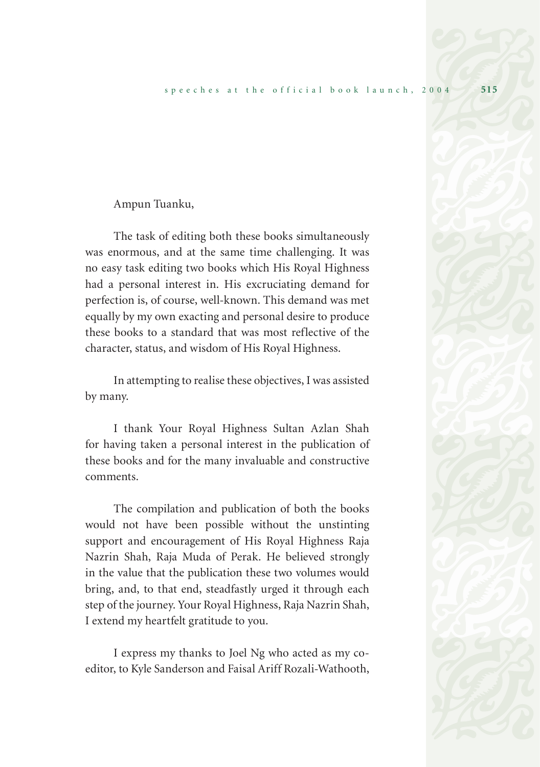Ampun Tuanku,

The task of editing both these books simultaneously was enormous, and at the same time challenging. It was no easy task editing two books which His Royal Highness had a personal interest in. His excruciating demand for perfection is, of course, well-known. This demand was met equally by my own exacting and personal desire to produce these books to a standard that was most reflective of the character, status, and wisdom of His Royal Highness.

In attempting to realise these objectives, I was assisted by many.

I thank Your Royal Highness Sultan Azlan Shah for having taken a personal interest in the publication of these books and for the many invaluable and constructive comments.

The compilation and publication of both the books would not have been possible without the unstinting support and encouragement of His Royal Highness Raja Nazrin Shah, Raja Muda of Perak. He believed strongly in the value that the publication these two volumes would bring, and, to that end, steadfastly urged it through each step of the journey. Your Royal Highness, Raja Nazrin Shah, I extend my heartfelt gratitude to you.

I express my thanks to Joel Ng who acted as my co-editor, to Kyle Sanderson and Faisal Ariff Rozali-Wathooth,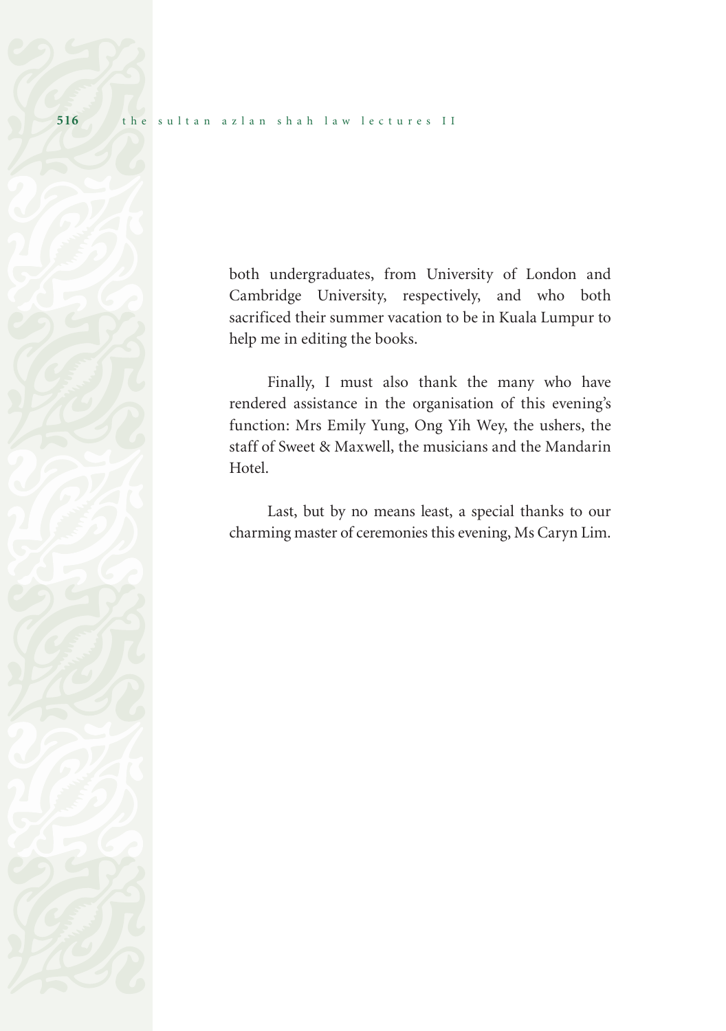both undergraduates, from University of London and Cambridge University, respectively, and who both sacrificed their summer vacation to be in Kuala Lumpur to help me in editing the books.

Finally, I must also thank the many who have rendered assistance in the organisation of this evening's function: Mrs Emily Yung, Ong Yih Wey, the ushers, the staff of Sweet & Maxwell, the musicians and the Mandarin Hotel.

Last, but by no means least, a special thanks to our charming master of ceremonies this evening, Ms Caryn Lim.